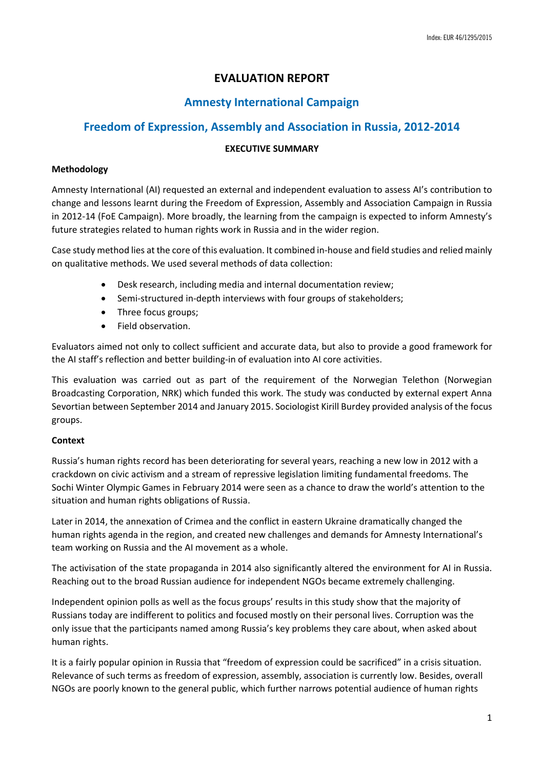Index: EUR 46/1295/2015

# EVALUATION REPORT

## Amnesty International Campaign

## Freedom of Expression, Assembly and Association in Russia, 2012-2014

**EXECUTIVE SUMMARY**

### Methodology

Amnesty International (AI) requested an external and independent evaluation to assess AI's contribution to change and lessons learnt during the Freedom of Expression, Assembly and Association Campaign in Russia in 2012-14 (FoE Campaign). More broadly, the learning from the campaign is expected to inform Amnesty's future strategies related to human rights work in Russia and in the wider region.

Case study method lies at the core of this evaluation. It combined in-house and field studies and relied mainly on qualitative methods. We used several methods of data collection:

- Desk research, including media and internal documentation review;
- Semi-structured in-depth interviews with four groups of stakeholders;
- Three focus groups;
- Field observation.

Evaluators aimed not only to collect sufficient and accurate data, but also to provide a good framework for the AI staff's reflection and better building-in of evaluation into AI core activities.

This evaluation was carried out as part of the requirement of the Norwegian Telethon (Norwegian Broadcasting Corporation, NRK) which funded this work. The study was conducted by external expert Anna Sevortian between September 2014 and January 2015. Sociologist Kirill Burdey provided analysis of the focus groups.

### Context

Russia's human rights record has been deteriorating for several years, reaching a new low in 2012 with a crackdown on civic activism and a stream of repressive legislation limiting fundamental freedoms. The Sochi Winter Olympic Games in February 2014 were seen as a chance to draw the world's attention to the situation and human rights obligations of Russia.

Later in 2014, the annexation of Crimea and the conflict in eastern Ukraine dramatically changed the human rights agenda in the region, and created new challenges and demands for Amnesty International's team working on Russia and the AI movement as a whole.

The activisation of the state propaganda in 2014 also significantly altered the environment for AI in Russia. Reaching out to the broad Russian audience for independent NGOs became extremely challenging.

Independent opinion polls as well as the focus groups' results in this study show that the majority of Russians today are indifferent to politics and focused mostly on their personal lives. Corruption was the only issue that the participants named among Russia's key problems they care about, when asked about human rights.

It is a fairly popular opinion in Russia that "freedom of expression could be sacrificed" in a crisis situation. Relevance of such terms as freedom of expression, assembly, association is currently low. Besides, overall NGOs are poorly known to the general public, which further narrows potential audience of human rights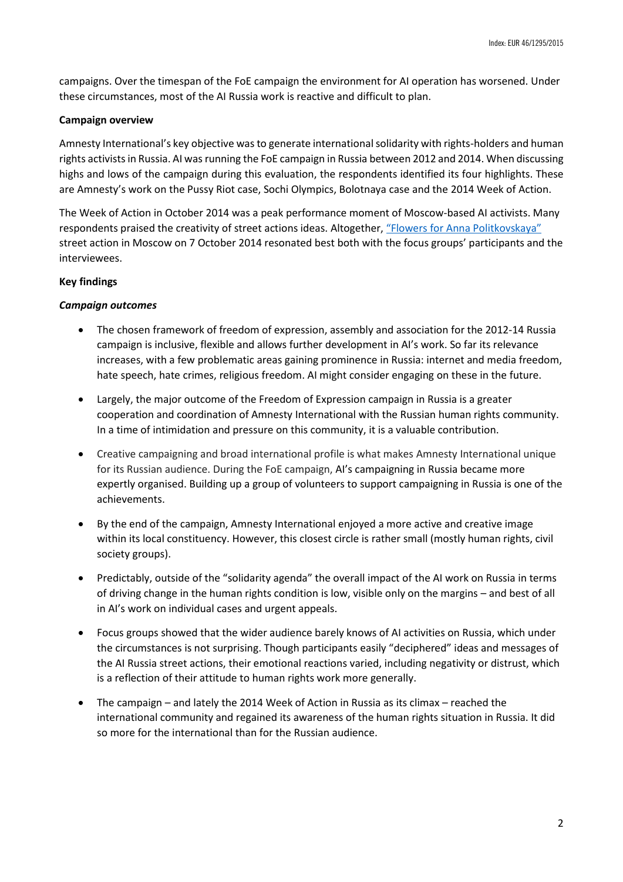campaigns. Over the timespan of the FoE campaign the environment for AI operation has worsened. Under these circumstances, most of the AI Russia work is reactive and difficult to plan.

**Campaign overview**

Amnesty International's key objective was to generate international solidarity with rights-holders and human rights activists in Russia. AI was running the FoE campaign in Russia between 2012 and 2014. When discussing highs and lows of the campaign during this evaluation, the respondents identified its four highlights. These are Amnesty's work on the Pussy Riot case, Sochi Olympics, Bolotnaya case and the 2014 Week of Action.

The Week of Action in October 2014 was a peak performance moment of Moscow-based AI activists. Many respondents praised the creativity of street actions ideas. Altogether, "Flowers for Anna Politkovskaya" street action in Moscow on 7 October 2014 resonated best both with the focus groups' participants and the interviewees.

**Key findings**

***Campaign outcomes***

- The chosen framework of freedom of expression, assembly and association for the 2012-14 Russia campaign is inclusive, flexible and allows further development in AI's work. So far its relevance increases, with a few problematic areas gaining prominence in Russia: internet and media freedom, hate speech, hate crimes, religious freedom. AI might consider engaging on these in the future.

- Largely, the major outcome of the Freedom of Expression campaign in Russia is a greater cooperation and coordination of Amnesty International with the Russian human rights community. In a time of intimidation and pressure on this community, it is a valuable contribution.

- Creative campaigning and broad international profile is what makes Amnesty International unique for its Russian audience. During the FoE campaign, AI's campaigning in Russia became more expertly organised. Building up a group of volunteers to support campaigning in Russia is one of the achievements.

- By the end of the campaign, Amnesty International enjoyed a more active and creative image within its local constituency. However, this closest circle is rather small (mostly human rights, civil society groups).

- Predictably, outside of the "solidarity agenda" the overall impact of the AI work on Russia in terms of driving change in the human rights condition is low, visible only on the margins – and best of all in AI's work on individual cases and urgent appeals.

- Focus groups showed that the wider audience barely knows of AI activities on Russia, which under the circumstances is not surprising. Though participants easily "deciphered" ideas and messages of the AI Russia street actions, their emotional reactions varied, including negativity or distrust, which is a reflection of their attitude to human rights work more generally.

- The campaign – and lately the 2014 Week of Action in Russia as its climax – reached the international community and regained its awareness of the human rights situation in Russia. It did so more for the international than for the Russian audience.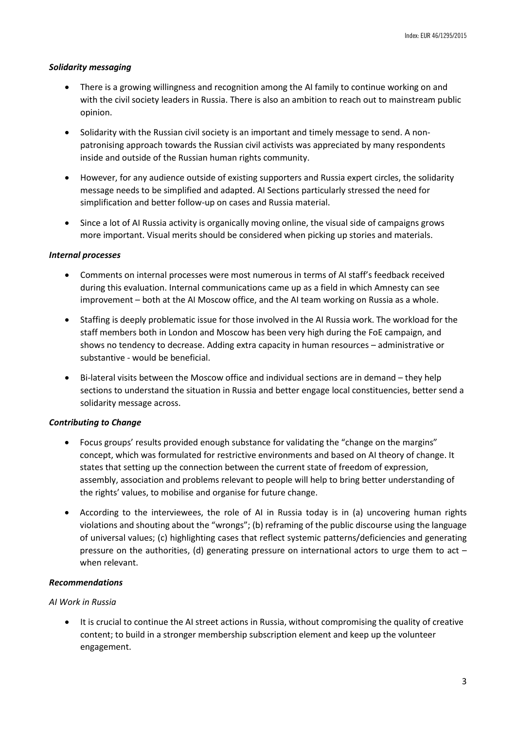***Solidarity messaging***

- There is a growing willingness and recognition among the AI family to continue working on and with the civil society leaders in Russia. There is also an ambition to reach out to mainstream public opinion.
- Solidarity with the Russian civil society is an important and timely message to send. A non-patronising approach towards the Russian civil activists was appreciated by many respondents inside and outside of the Russian human rights community.
- However, for any audience outside of existing supporters and Russia expert circles, the solidarity message needs to be simplified and adapted. AI Sections particularly stressed the need for simplification and better follow-up on cases and Russia material.
- Since a lot of AI Russia activity is organically moving online, the visual side of campaigns grows more important. Visual merits should be considered when picking up stories and materials.

***Internal processes***

- Comments on internal processes were most numerous in terms of AI staff's feedback received during this evaluation. Internal communications came up as a field in which Amnesty can see improvement – both at the AI Moscow office, and the AI team working on Russia as a whole.
- Staffing is deeply problematic issue for those involved in the AI Russia work. The workload for the staff members both in London and Moscow has been very high during the FoE campaign, and shows no tendency to decrease. Adding extra capacity in human resources – administrative or substantive - would be beneficial.
- Bi-lateral visits between the Moscow office and individual sections are in demand – they help sections to understand the situation in Russia and better engage local constituencies, better send a solidarity message across.

***Contributing to Change***

- Focus groups' results provided enough substance for validating the "change on the margins" concept, which was formulated for restrictive environments and based on AI theory of change. It states that setting up the connection between the current state of freedom of expression, assembly, association and problems relevant to people will help to bring better understanding of the rights' values, to mobilise and organise for future change.
- According to the interviewees, the role of AI in Russia today is in (a) uncovering human rights violations and shouting about the "wrongs"; (b) reframing of the public discourse using the language of universal values; (c) highlighting cases that reflect systemic patterns/deficiencies and generating pressure on the authorities, (d) generating pressure on international actors to urge them to act – when relevant.

***Recommendations***

*AI Work in Russia*

- It is crucial to continue the AI street actions in Russia, without compromising the quality of creative content; to build in a stronger membership subscription element and keep up the volunteer engagement.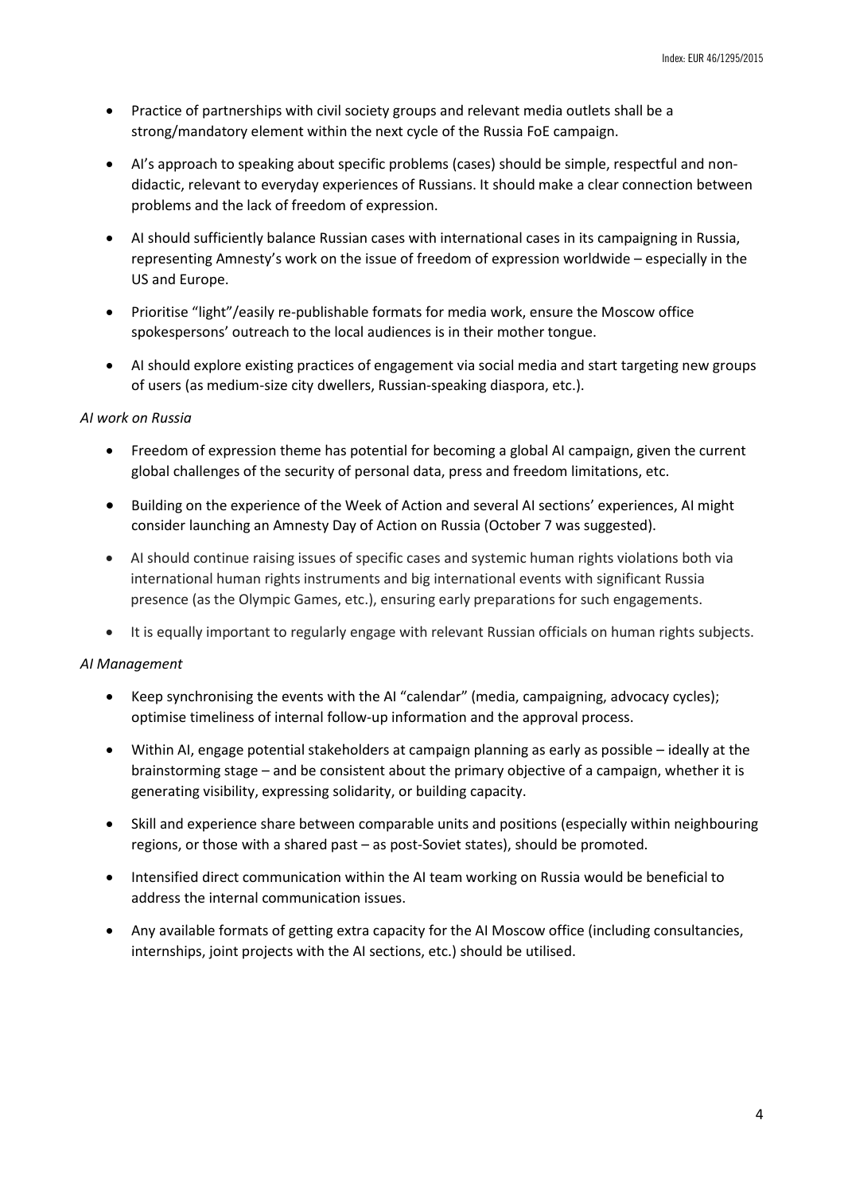- Practice of partnerships with civil society groups and relevant media outlets shall be a strong/mandatory element within the next cycle of the Russia FoE campaign.
- AI's approach to speaking about specific problems (cases) should be simple, respectful and non-didactic, relevant to everyday experiences of Russians. It should make a clear connection between problems and the lack of freedom of expression.
- AI should sufficiently balance Russian cases with international cases in its campaigning in Russia, representing Amnesty's work on the issue of freedom of expression worldwide – especially in the US and Europe.
- Prioritise "light"/easily re-publishable formats for media work, ensure the Moscow office spokespersons' outreach to the local audiences is in their mother tongue.
- AI should explore existing practices of engagement via social media and start targeting new groups of users (as medium-size city dwellers, Russian-speaking diaspora, etc.).

*AI work on Russia*

- Freedom of expression theme has potential for becoming a global AI campaign, given the current global challenges of the security of personal data, press and freedom limitations, etc.
- Building on the experience of the Week of Action and several AI sections' experiences, AI might consider launching an Amnesty Day of Action on Russia (October 7 was suggested).
- AI should continue raising issues of specific cases and systemic human rights violations both via international human rights instruments and big international events with significant Russia presence (as the Olympic Games, etc.), ensuring early preparations for such engagements.
- It is equally important to regularly engage with relevant Russian officials on human rights subjects.

*AI Management*

- Keep synchronising the events with the AI "calendar" (media, campaigning, advocacy cycles); optimise timeliness of internal follow-up information and the approval process.
- Within AI, engage potential stakeholders at campaign planning as early as possible – ideally at the brainstorming stage – and be consistent about the primary objective of a campaign, whether it is generating visibility, expressing solidarity, or building capacity.
- Skill and experience share between comparable units and positions (especially within neighbouring regions, or those with a shared past – as post-Soviet states), should be promoted.
- Intensified direct communication within the AI team working on Russia would be beneficial to address the internal communication issues.
- Any available formats of getting extra capacity for the AI Moscow office (including consultancies, internships, joint projects with the AI sections, etc.) should be utilised.